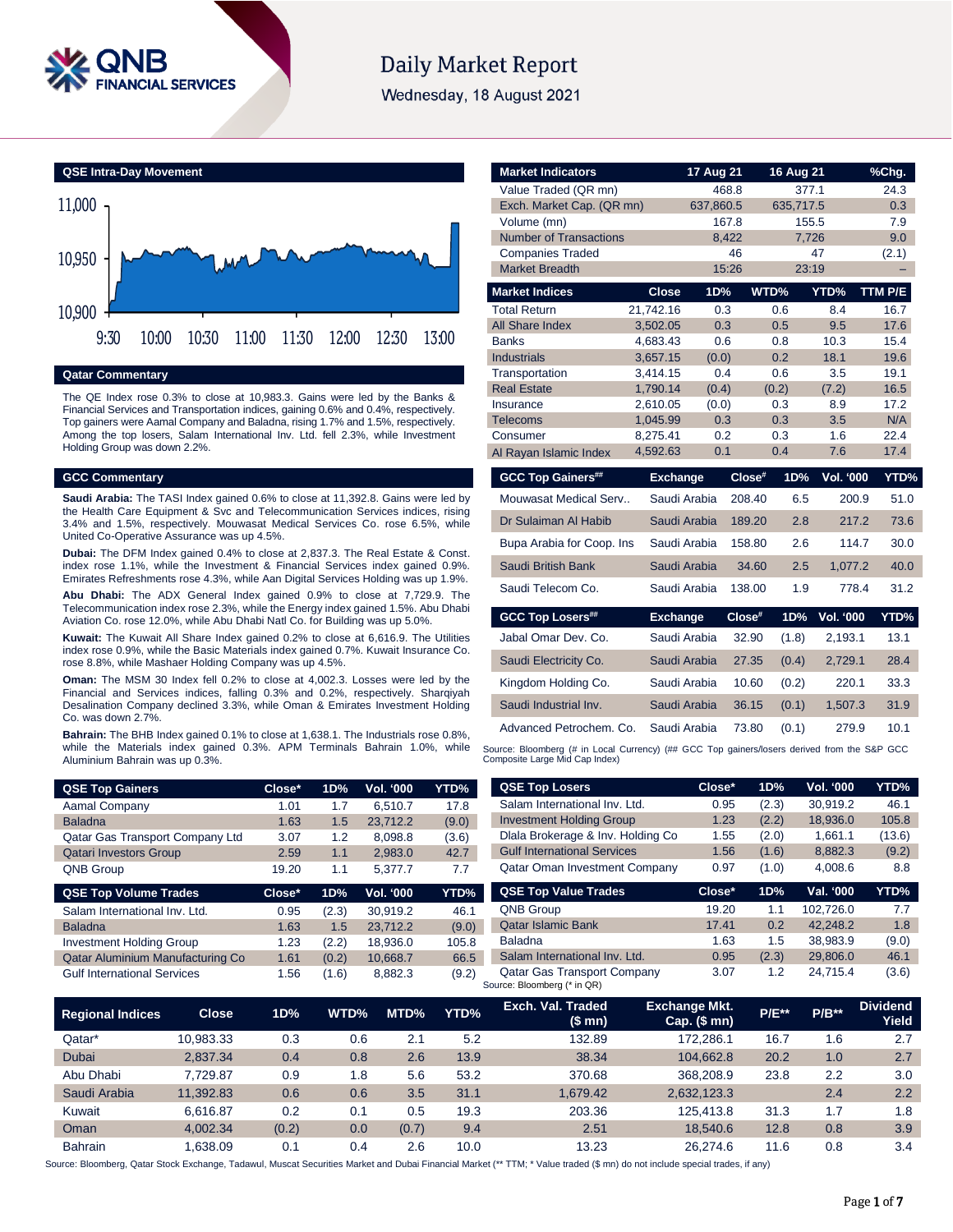# Daily Market Report

Wednesday, 18 August 2021

## QSE Intra-Day Movement

## Qatar Commentary

The QE Index rose 0.3% to close at 10,983.3. Gains were led by the Banks & Financial Services and Transportation indices, gaining 0.6% and 0.4%, respectively. Top gainers were Aamal Company and Baladna, rising 1.7% and 1.5%, respectively. Among the top losers, Salam International Inv. Ltd. fell 2.3%, while Investment Holding Group was down 2.2%.

## GCC Commentary

**Saudi Arabia:** The TASI Index gained 0.6% to close at 11,392.8. Gains were led by the Health Care Equipment & Svc and Telecommunication Services indices, rising 3.4% and 1.5%, respectively. Mouwasat Medical Services Co. rose 6.5%, while United Co-Operative Assurance was up 4.5%.

**Dubai:** The DFM Index gained 0.4% to close at 2,837.3. The Real Estate & Const. index rose 1.1%, while the Investment & Financial Services index gained 0.9%. Emirates Refreshments rose 4.3%, while Aan Digital Services Holding was up 1.9%.

**Abu Dhabi:** The ADX General Index gained 0.9% to close at 7,729.9. The Telecommunication index rose 2.3%, while the Energy index gained 1.5%. Abu Dhabi Aviation Co. rose 12.0%, while Abu Dhabi Natl Co. for Building was up 5.0%.

**Kuwait:** The Kuwait All Share Index gained 0.2% to close at 6,616.9. The Utilities index rose 0.9%, while the Basic Materials index gained 0.7%. Kuwait Insurance Co. rose 8.8%, while Mashaer Holding Company was up 4.5%.

**Oman:** The MSM 30 Index fell 0.2% to close at 4,002.3. Losses were led by the Financial and Services indices, falling 0.3% and 0.2%, respectively. Sharqiyah Desalination Company declined 3.3%, while Oman & Emirates Investment Holding Co. was down 2.7%.

**Bahrain:** The BHB Index gained 0.1% to close at 1,638.1. The Industrials rose 0.8%, while the Materials index gained 0.3%. APM Terminals Bahrain 1.0%, while Aluminium Bahrain was up 0.3%.

| Market Indicators | 17 Aug 21 | 16 Aug 21 | %Chg. |
|---|---|---|---|
| Value Traded (QR mn) | 468.8 | 377.1 | 24.3 |
| Exch. Market Cap. (QR mn) | 637,860.5 | 635,717.5 | 0.3 |
| Volume (mn) | 167.8 | 155.5 | 7.9 |
| Number of Transactions | 8,422 | 7,726 | 9.0 |
| Companies Traded | 46 | 47 | (2.1) |
| Market Breadth | 15:26 | 23:19 | – |

| Market Indices | Close | 1D% | WTD% | YTD% | TTM P/E |
|---|---|---|---|---|---|
| Total Return | 21,742.16 | 0.3 | 0.6 | 8.4 | 16.7 |
| All Share Index | 3,502.05 | 0.3 | 0.5 | 9.5 | 17.6 |
| Banks | 4,683.43 | 0.6 | 0.8 | 10.3 | 15.4 |
| Industrials | 3,657.15 | (0.0) | 0.2 | 18.1 | 19.6 |
| Transportation | 3,414.15 | 0.4 | 0.6 | 3.5 | 19.1 |
| Real Estate | 1,790.14 | (0.4) | (0.2) | (7.2) | 16.5 |
| Insurance | 2,610.05 | (0.0) | 0.3 | 8.9 | 17.2 |
| Telecoms | 1,045.99 | 0.3 | 0.3 | 3.5 | N/A |
| Consumer | 8,275.41 | 0.2 | 0.3 | 1.6 | 22.4 |
| Al Rayan Islamic Index | 4,592.63 | 0.1 | 0.4 | 7.6 | 17.4 |

| GCC Top Gainers## | Exchange | Close# | 1D% | Vol. '000 | YTD% |
|---|---|---|---|---|---|
| Mouwasat Medical Serv.. | Saudi Arabia | 208.40 | 6.5 | 200.9 | 51.0 |
| Dr Sulaiman Al Habib | Saudi Arabia | 189.20 | 2.8 | 217.2 | 73.6 |
| Bupa Arabia for Coop. Ins | Saudi Arabia | 158.80 | 2.6 | 114.7 | 30.0 |
| Saudi British Bank | Saudi Arabia | 34.60 | 2.5 | 1,077.2 | 40.0 |
| Saudi Telecom Co. | Saudi Arabia | 138.00 | 1.9 | 778.4 | 31.2 |

| GCC Top Losers## | Exchange | Close# | 1D% | Vol. '000 | YTD% |
|---|---|---|---|---|---|
| Jabal Omar Dev. Co. | Saudi Arabia | 32.90 | (1.8) | 2,193.1 | 13.1 |
| Saudi Electricity Co. | Saudi Arabia | 27.35 | (0.4) | 2,729.1 | 28.4 |
| Kingdom Holding Co. | Saudi Arabia | 10.60 | (0.2) | 220.1 | 33.3 |
| Saudi Industrial Inv. | Saudi Arabia | 36.15 | (0.1) | 1,507.3 | 31.9 |
| Advanced Petrochem. Co. | Saudi Arabia | 73.80 | (0.1) | 279.9 | 10.1 |

Source: Bloomberg (# in Local Currency) (## GCC Top gainers/losers derived from the S&P GCC Composite Large Mid Cap Index)

| QSE Top Gainers | Close* | 1D% | Vol. '000 | YTD% |
|---|---|---|---|---|
| Aamal Company | 1.01 | 1.7 | 6,510.7 | 17.8 |
| Baladna | 1.63 | 1.5 | 23,712.2 | (9.0) |
| Qatar Gas Transport Company Ltd | 3.07 | 1.2 | 8,098.8 | (3.6) |
| Qatari Investors Group | 2.59 | 1.1 | 2,983.0 | 42.7 |
| QNB Group | 19.20 | 1.1 | 5,377.7 | 7.7 |

| QSE Top Volume Trades | Close* | 1D% | Vol. '000 | YTD% |
|---|---|---|---|---|
| Salam International Inv. Ltd. | 0.95 | (2.3) | 30,919.2 | 46.1 |
| Baladna | 1.63 | 1.5 | 23,712.2 | (9.0) |
| Investment Holding Group | 1.23 | (2.2) | 18,936.0 | 105.8 |
| Qatar Aluminium Manufacturing Co | 1.61 | (0.2) | 10,668.7 | 66.5 |
| Gulf International Services | 1.56 | (1.6) | 8,882.3 | (9.2) |

| QSE Top Losers | Close* | 1D% | Vol. '000 | YTD% |
|---|---|---|---|---|
| Salam International Inv. Ltd. | 0.95 | (2.3) | 30,919.2 | 46.1 |
| Investment Holding Group | 1.23 | (2.2) | 18,936.0 | 105.8 |
| Dlala Brokerage & Inv. Holding Co | 1.55 | (2.0) | 1,661.1 | (13.6) |
| Gulf International Services | 1.56 | (1.6) | 8,882.3 | (9.2) |
| Qatar Oman Investment Company | 0.97 | (1.0) | 4,008.6 | 8.8 |

| QSE Top Value Trades | Close* | 1D% | Val. '000 | YTD% |
|---|---|---|---|---|
| QNB Group | 19.20 | 1.1 | 102,726.0 | 7.7 |
| Qatar Islamic Bank | 17.41 | 0.2 | 42,248.2 | 1.8 |
| Baladna | 1.63 | 1.5 | 38,983.9 | (9.0) |
| Salam International Inv. Ltd. | 0.95 | (2.3) | 29,806.0 | 46.1 |
| Qatar Gas Transport Company | 3.07 | 1.2 | 24,715.4 | (3.6) |

Source: Bloomberg (* in QR)

| Regional Indices | Close | 1D% | WTD% | MTD% | YTD% | Exch. Val. Traded ($ mn) | Exchange Mkt. Cap. ($ mn) | P/E** | P/B** | Dividend Yield |
|---|---|---|---|---|---|---|---|---|---|---|
| Qatar* | 10,983.33 | 0.3 | 0.6 | 2.1 | 5.2 | 132.89 | 172,286.1 | 16.7 | 1.6 | 2.7 |
| Dubai | 2,837.34 | 0.4 | 0.8 | 2.6 | 13.9 | 38.34 | 104,662.8 | 20.2 | 1.0 | 2.7 |
| Abu Dhabi | 7,729.87 | 0.9 | 1.8 | 5.6 | 53.2 | 370.68 | 368,208.9 | 23.8 | 2.2 | 3.0 |
| Saudi Arabia | 11,392.83 | 0.6 | 0.6 | 3.5 | 31.1 | 1,679.42 | 2,632,123.3 | | 2.4 | 2.2 |
| Kuwait | 6,616.87 | 0.2 | 0.1 | 0.5 | 19.3 | 203.36 | 125,413.8 | 31.3 | 1.7 | 1.8 |
| Oman | 4,002.34 | (0.2) | 0.0 | (0.7) | 9.4 | 2.51 | 18,540.6 | 12.8 | 0.8 | 3.9 |
| Bahrain | 1,638.09 | 0.1 | 0.4 | 2.6 | 10.0 | 13.23 | 26,274.6 | 11.6 | 0.8 | 3.4 |

Source: Bloomberg, Qatar Stock Exchange, Tadawul, Muscat Securities Market and Dubai Financial Market (** TTM; * Value traded ($ mn) do not include special trades, if any)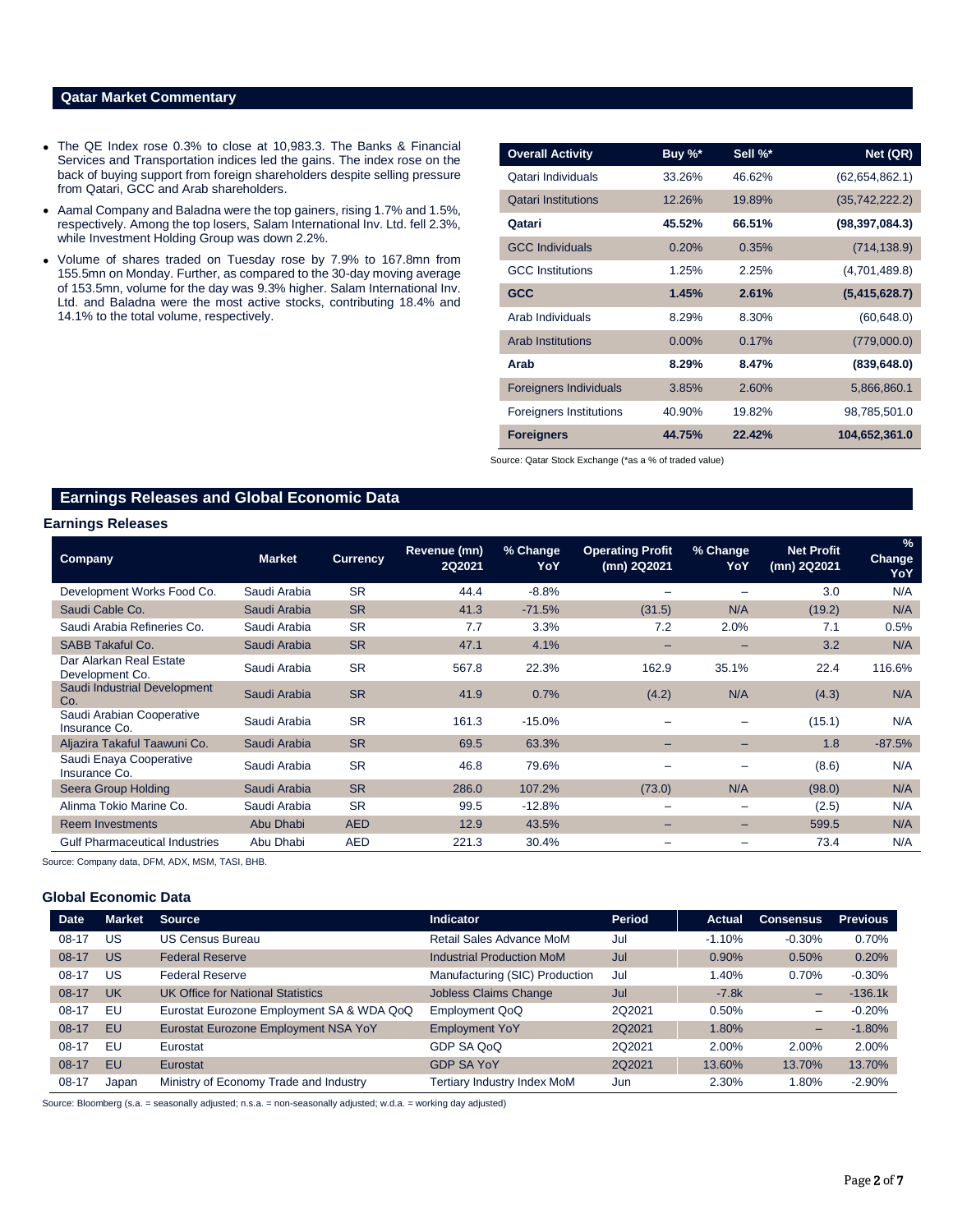## Qatar Market Commentary

- The QE Index rose 0.3% to close at 10,983.3. The Banks & Financial Services and Transportation indices led the gains. The index rose on the back of buying support from foreign shareholders despite selling pressure from Qatari, GCC and Arab shareholders.
- Aamal Company and Baladna were the top gainers, rising 1.7% and 1.5%, respectively. Among the top losers, Salam International Inv. Ltd. fell 2.3%, while Investment Holding Group was down 2.2%.
- Volume of shares traded on Tuesday rose by 7.9% to 167.8mn from 155.5mn on Monday. Further, as compared to the 30-day moving average of 153.5mn, volume for the day was 9.3% higher. Salam International Inv. Ltd. and Baladna were the most active stocks, contributing 18.4% and 14.1% to the total volume, respectively.

| Overall Activity | Buy %* | Sell %* | Net (QR) |
|---|---|---|---|
| Qatari Individuals | 33.26% | 46.62% | (62,654,862.1) |
| Qatari Institutions | 12.26% | 19.89% | (35,742,222.2) |
| **Qatari** | **45.52%** | **66.51%** | **(98,397,084.3)** |
| GCC Individuals | 0.20% | 0.35% | (714,138.9) |
| GCC Institutions | 1.25% | 2.25% | (4,701,489.8) |
| **GCC** | **1.45%** | **2.61%** | **(5,415,628.7)** |
| Arab Individuals | 8.29% | 8.30% | (60,648.0) |
| Arab Institutions | 0.00% | 0.17% | (779,000.0) |
| **Arab** | **8.29%** | **8.47%** | **(839,648.0)** |
| Foreigners Individuals | 3.85% | 2.60% | 5,866,860.1 |
| Foreigners Institutions | 40.90% | 19.82% | 98,785,501.0 |
| **Foreigners** | **44.75%** | **22.42%** | **104,652,361.0** |

Source: Qatar Stock Exchange (*as a % of traded value)

## Earnings Releases and Global Economic Data

### Earnings Releases

| Company | Market | Currency | Revenue (mn) 2Q2021 | % Change YoY | Operating Profit (mn) 2Q2021 | % Change YoY | Net Profit (mn) 2Q2021 | % Change YoY |
|---|---|---|---|---|---|---|---|---|
| Development Works Food Co. | Saudi Arabia | SR | 44.4 | -8.8% | – | – | 3.0 | N/A |
| Saudi Cable Co. | Saudi Arabia | SR | 41.3 | -71.5% | (31.5) | N/A | (19.2) | N/A |
| Saudi Arabia Refineries Co. | Saudi Arabia | SR | 7.7 | 3.3% | 7.2 | 2.0% | 7.1 | 0.5% |
| SABB Takaful Co. | Saudi Arabia | SR | 47.1 | 4.1% | – | – | 3.2 | N/A |
| Dar Alarkan Real Estate Development Co. | Saudi Arabia | SR | 567.8 | 22.3% | 162.9 | 35.1% | 22.4 | 116.6% |
| Saudi Industrial Development Co. | Saudi Arabia | SR | 41.9 | 0.7% | (4.2) | N/A | (4.3) | N/A |
| Saudi Arabian Cooperative Insurance Co. | Saudi Arabia | SR | 161.3 | -15.0% | – | – | (15.1) | N/A |
| Aljazira Takaful Taawuni Co. | Saudi Arabia | SR | 69.5 | 63.3% | – | – | 1.8 | -87.5% |
| Saudi Enaya Cooperative Insurance Co. | Saudi Arabia | SR | 46.8 | 79.6% | – | – | (8.6) | N/A |
| Seera Group Holding | Saudi Arabia | SR | 286.0 | 107.2% | (73.0) | N/A | (98.0) | N/A |
| Alinma Tokio Marine Co. | Saudi Arabia | SR | 99.5 | -12.8% | – | – | (2.5) | N/A |
| Reem Investments | Abu Dhabi | AED | 12.9 | 43.5% | – | – | 599.5 | N/A |
| Gulf Pharmaceutical Industries | Abu Dhabi | AED | 221.3 | 30.4% | – | – | 73.4 | N/A |

Source: Company data, DFM, ADX, MSM, TASI, BHB.

### Global Economic Data

| Date | Market | Source | Indicator | Period | Actual | Consensus | Previous |
|---|---|---|---|---|---|---|---|
| 08-17 | US | US Census Bureau | Retail Sales Advance MoM | Jul | -1.10% | -0.30% | 0.70% |
| 08-17 | US | Federal Reserve | Industrial Production MoM | Jul | 0.90% | 0.50% | 0.20% |
| 08-17 | US | Federal Reserve | Manufacturing (SIC) Production | Jul | 1.40% | 0.70% | -0.30% |
| 08-17 | UK | UK Office for National Statistics | Jobless Claims Change | Jul | -7.8k | – | -136.1k |
| 08-17 | EU | Eurostat Eurozone Employment SA & WDA QoQ | Employment QoQ | 2Q2021 | 0.50% | – | -0.20% |
| 08-17 | EU | Eurostat Eurozone Employment NSA YoY | Employment YoY | 2Q2021 | 1.80% | – | -1.80% |
| 08-17 | EU | Eurostat | GDP SA QoQ | 2Q2021 | 2.00% | 2.00% | 2.00% |
| 08-17 | EU | Eurostat | GDP SA YoY | 2Q2021 | 13.60% | 13.70% | 13.70% |
| 08-17 | Japan | Ministry of Economy Trade and Industry | Tertiary Industry Index MoM | Jun | 2.30% | 1.80% | -2.90% |

Source: Bloomberg (s.a. = seasonally adjusted; n.s.a. = non-seasonally adjusted; w.d.a. = working day adjusted)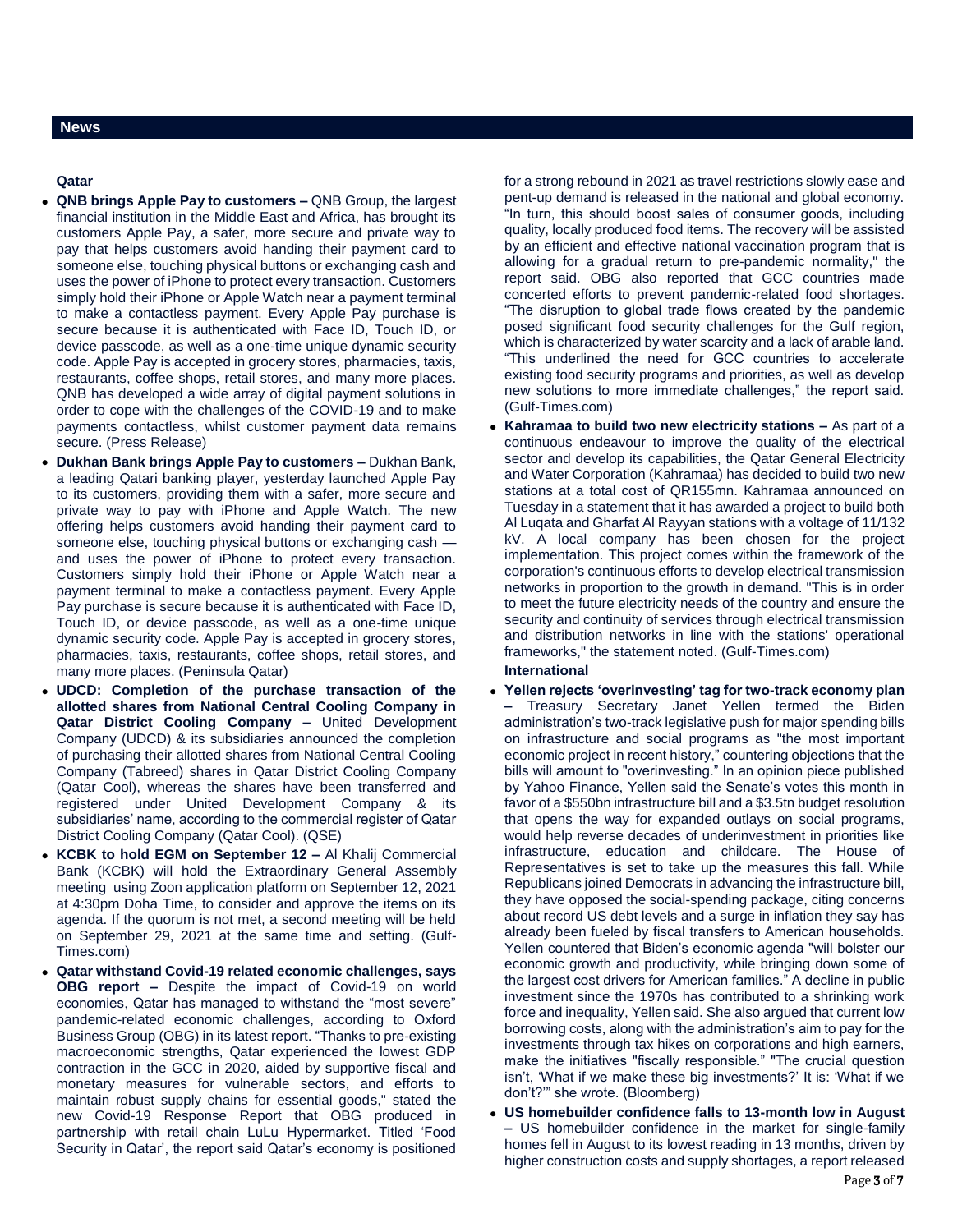## News

### Qatar

- **QNB brings Apple Pay to customers –** QNB Group, the largest financial institution in the Middle East and Africa, has brought its customers Apple Pay, a safer, more secure and private way to pay that helps customers avoid handing their payment card to someone else, touching physical buttons or exchanging cash and uses the power of iPhone to protect every transaction. Customers simply hold their iPhone or Apple Watch near a payment terminal to make a contactless payment. Every Apple Pay purchase is secure because it is authenticated with Face ID, Touch ID, or device passcode, as well as a one-time unique dynamic security code. Apple Pay is accepted in grocery stores, pharmacies, taxis, restaurants, coffee shops, retail stores, and many more places. QNB has developed a wide array of digital payment solutions in order to cope with the challenges of the COVID-19 and to make payments contactless, whilst customer payment data remains secure. (Press Release)
- **Dukhan Bank brings Apple Pay to customers –** Dukhan Bank, a leading Qatari banking player, yesterday launched Apple Pay to its customers, providing them with a safer, more secure and private way to pay with iPhone and Apple Watch. The new offering helps customers avoid handing their payment card to someone else, touching physical buttons or exchanging cash — and uses the power of iPhone to protect every transaction. Customers simply hold their iPhone or Apple Watch near a payment terminal to make a contactless payment. Every Apple Pay purchase is secure because it is authenticated with Face ID, Touch ID, or device passcode, as well as a one-time unique dynamic security code. Apple Pay is accepted in grocery stores, pharmacies, taxis, restaurants, coffee shops, retail stores, and many more places. (Peninsula Qatar)
- **UDCD: Completion of the purchase transaction of the allotted shares from National Central Cooling Company in Qatar District Cooling Company –** United Development Company (UDCD) & its subsidiaries announced the completion of purchasing their allotted shares from National Central Cooling Company (Tabreed) shares in Qatar District Cooling Company (Qatar Cool), whereas the shares have been transferred and registered under United Development Company & its subsidiaries' name, according to the commercial register of Qatar District Cooling Company (Qatar Cool). (QSE)
- **KCBK to hold EGM on September 12 –** Al Khalij Commercial Bank (KCBK) will hold the Extraordinary General Assembly meeting using Zoon application platform on September 12, 2021 at 4:30pm Doha Time, to consider and approve the items on its agenda. If the quorum is not met, a second meeting will be held on September 29, 2021 at the same time and setting. (Gulf-Times.com)
- **Qatar withstand Covid-19 related economic challenges, says OBG report –** Despite the impact of Covid-19 on world economies, Qatar has managed to withstand the "most severe" pandemic-related economic challenges, according to Oxford Business Group (OBG) in its latest report. "Thanks to pre-existing macroeconomic strengths, Qatar experienced the lowest GDP contraction in the GCC in 2020, aided by supportive fiscal and monetary measures for vulnerable sectors, and efforts to maintain robust supply chains for essential goods," stated the new Covid-19 Response Report that OBG produced in partnership with retail chain LuLu Hypermarket. Titled 'Food Security in Qatar', the report said Qatar's economy is positioned for a strong rebound in 2021 as travel restrictions slowly ease and pent-up demand is released in the national and global economy. "In turn, this should boost sales of consumer goods, including quality, locally produced food items. The recovery will be assisted by an efficient and effective national vaccination program that is allowing for a gradual return to pre-pandemic normality," the report said. OBG also reported that GCC countries made concerted efforts to prevent pandemic-related food shortages. "The disruption to global trade flows created by the pandemic posed significant food security challenges for the Gulf region, which is characterized by water scarcity and a lack of arable land. "This underlined the need for GCC countries to accelerate existing food security programs and priorities, as well as develop new solutions to more immediate challenges," the report said. (Gulf-Times.com)
- **Kahramaa to build two new electricity stations –** As part of a continuous endeavour to improve the quality of the electrical sector and develop its capabilities, the Qatar General Electricity and Water Corporation (Kahramaa) has decided to build two new stations at a total cost of QR155mn. Kahramaa announced on Tuesday in a statement that it has awarded a project to build both Al Luqata and Gharfat Al Rayyan stations with a voltage of 11/132 kV. A local company has been chosen for the project implementation. This project comes within the framework of the corporation's continuous efforts to develop electrical transmission networks in proportion to the growth in demand. "This is in order to meet the future electricity needs of the country and ensure the security and continuity of services through electrical transmission and distribution networks in line with the stations' operational frameworks," the statement noted. (Gulf-Times.com)

### International

- **Yellen rejects 'overinvesting' tag for two-track economy plan –** Treasury Secretary Janet Yellen termed the Biden administration's two-track legislative push for major spending bills on infrastructure and social programs as "the most important economic project in recent history," countering objections that the bills will amount to "overinvesting." In an opinion piece published by Yahoo Finance, Yellen said the Senate's votes this month in favor of a $550bn infrastructure bill and a $3.5tn budget resolution that opens the way for expanded outlays on social programs, would help reverse decades of underinvestment in priorities like infrastructure, education and childcare. The House of Representatives is set to take up the measures this fall. While Republicans joined Democrats in advancing the infrastructure bill, they have opposed the social-spending package, citing concerns about record US debt levels and a surge in inflation they say has already been fueled by fiscal transfers to American households. Yellen countered that Biden's economic agenda "will bolster our economic growth and productivity, while bringing down some of the largest cost drivers for American families." A decline in public investment since the 1970s has contributed to a shrinking work force and inequality, Yellen said. She also argued that current low borrowing costs, along with the administration's aim to pay for the investments through tax hikes on corporations and high earners, make the initiatives "fiscally responsible." "The crucial question isn't, 'What if we make these big investments?' It is: 'What if we don't?'" she wrote. (Bloomberg)
- **US homebuilder confidence falls to 13-month low in August –** US homebuilder confidence in the market for single-family homes fell in August to its lowest reading in 13 months, driven by higher construction costs and supply shortages, a report released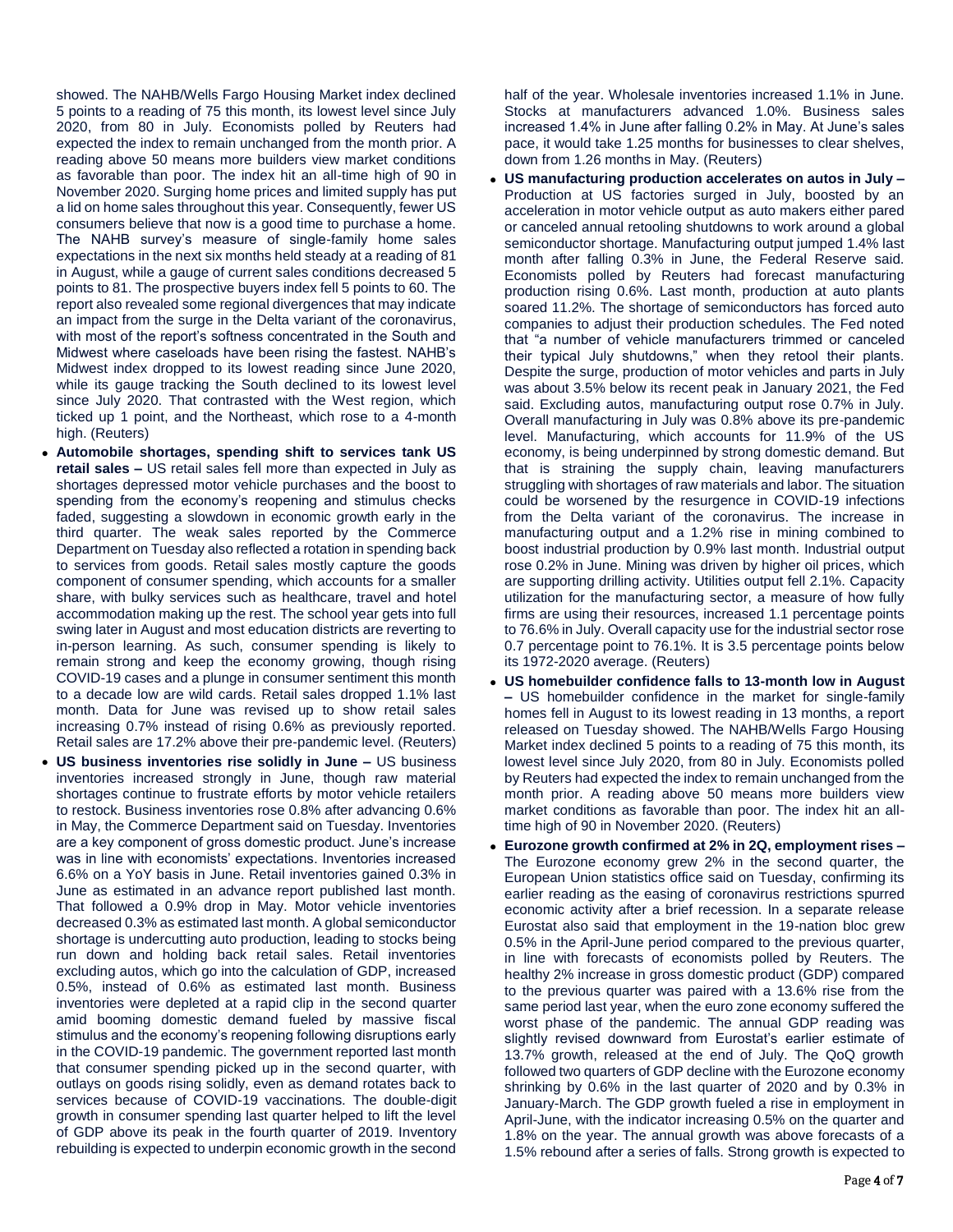showed. The NAHB/Wells Fargo Housing Market index declined 5 points to a reading of 75 this month, its lowest level since July 2020, from 80 in July. Economists polled by Reuters had expected the index to remain unchanged from the month prior. A reading above 50 means more builders view market conditions as favorable than poor. The index hit an all-time high of 90 in November 2020. Surging home prices and limited supply has put a lid on home sales throughout this year. Consequently, fewer US consumers believe that now is a good time to purchase a home. The NAHB survey's measure of single-family home sales expectations in the next six months held steady at a reading of 81 in August, while a gauge of current sales conditions decreased 5 points to 81. The prospective buyers index fell 5 points to 60. The report also revealed some regional divergences that may indicate an impact from the surge in the Delta variant of the coronavirus, with most of the report's softness concentrated in the South and Midwest where caseloads have been rising the fastest. NAHB's Midwest index dropped to its lowest reading since June 2020, while its gauge tracking the South declined to its lowest level since July 2020. That contrasted with the West region, which ticked up 1 point, and the Northeast, which rose to a 4-month high. (Reuters)

- **Automobile shortages, spending shift to services tank US retail sales –** US retail sales fell more than expected in July as shortages depressed motor vehicle purchases and the boost to spending from the economy's reopening and stimulus checks faded, suggesting a slowdown in economic growth early in the third quarter. The weak sales reported by the Commerce Department on Tuesday also reflected a rotation in spending back to services from goods. Retail sales mostly capture the goods component of consumer spending, which accounts for a smaller share, with bulky services such as healthcare, travel and hotel accommodation making up the rest. The school year gets into full swing later in August and most education districts are reverting to in-person learning. As such, consumer spending is likely to remain strong and keep the economy growing, though rising COVID-19 cases and a plunge in consumer sentiment this month to a decade low are wild cards. Retail sales dropped 1.1% last month. Data for June was revised up to show retail sales increasing 0.7% instead of rising 0.6% as previously reported. Retail sales are 17.2% above their pre-pandemic level. (Reuters)
- **US business inventories rise solidly in June –** US business inventories increased strongly in June, though raw material shortages continue to frustrate efforts by motor vehicle retailers to restock. Business inventories rose 0.8% after advancing 0.6% in May, the Commerce Department said on Tuesday. Inventories are a key component of gross domestic product. June's increase was in line with economists' expectations. Inventories increased 6.6% on a YoY basis in June. Retail inventories gained 0.3% in June as estimated in an advance report published last month. That followed a 0.9% drop in May. Motor vehicle inventories decreased 0.3% as estimated last month. A global semiconductor shortage is undercutting auto production, leading to stocks being run down and holding back retail sales. Retail inventories excluding autos, which go into the calculation of GDP, increased 0.5%, instead of 0.6% as estimated last month. Business inventories were depleted at a rapid clip in the second quarter amid booming domestic demand fueled by massive fiscal stimulus and the economy's reopening following disruptions early in the COVID-19 pandemic. The government reported last month that consumer spending picked up in the second quarter, with outlays on goods rising solidly, even as demand rotates back to services because of COVID-19 vaccinations. The double-digit growth in consumer spending last quarter helped to lift the level of GDP above its peak in the fourth quarter of 2019. Inventory rebuilding is expected to underpin economic growth in the second half of the year. Wholesale inventories increased 1.1% in June. Stocks at manufacturers advanced 1.0%. Business sales increased 1.4% in June after falling 0.2% in May. At June's sales pace, it would take 1.25 months for businesses to clear shelves, down from 1.26 months in May. (Reuters)
- **US manufacturing production accelerates on autos in July –** Production at US factories surged in July, boosted by an acceleration in motor vehicle output as auto makers either pared or canceled annual retooling shutdowns to work around a global semiconductor shortage. Manufacturing output jumped 1.4% last month after falling 0.3% in June, the Federal Reserve said. Economists polled by Reuters had forecast manufacturing production rising 0.6%. Last month, production at auto plants soared 11.2%. The shortage of semiconductors has forced auto companies to adjust their production schedules. The Fed noted that "a number of vehicle manufacturers trimmed or canceled their typical July shutdowns," when they retool their plants. Despite the surge, production of motor vehicles and parts in July was about 3.5% below its recent peak in January 2021, the Fed said. Excluding autos, manufacturing output rose 0.7% in July. Overall manufacturing in July was 0.8% above its pre-pandemic level. Manufacturing, which accounts for 11.9% of the US economy, is being underpinned by strong domestic demand. But that is straining the supply chain, leaving manufacturers struggling with shortages of raw materials and labor. The situation could be worsened by the resurgence in COVID-19 infections from the Delta variant of the coronavirus. The increase in manufacturing output and a 1.2% rise in mining combined to boost industrial production by 0.9% last month. Industrial output rose 0.2% in June. Mining was driven by higher oil prices, which are supporting drilling activity. Utilities output fell 2.1%. Capacity utilization for the manufacturing sector, a measure of how fully firms are using their resources, increased 1.1 percentage points to 76.6% in July. Overall capacity use for the industrial sector rose 0.7 percentage point to 76.1%. It is 3.5 percentage points below its 1972-2020 average. (Reuters)
- **US homebuilder confidence falls to 13-month low in August –** US homebuilder confidence in the market for single-family homes fell in August to its lowest reading in 13 months, a report released on Tuesday showed. The NAHB/Wells Fargo Housing Market index declined 5 points to a reading of 75 this month, its lowest level since July 2020, from 80 in July. Economists polled by Reuters had expected the index to remain unchanged from the month prior. A reading above 50 means more builders view market conditions as favorable than poor. The index hit an all-time high of 90 in November 2020. (Reuters)
- **Eurozone growth confirmed at 2% in 2Q, employment rises –** The Eurozone economy grew 2% in the second quarter, the European Union statistics office said on Tuesday, confirming its earlier reading as the easing of coronavirus restrictions spurred economic activity after a brief recession. In a separate release Eurostat also said that employment in the 19-nation bloc grew 0.5% in the April-June period compared to the previous quarter, in line with forecasts of economists polled by Reuters. The healthy 2% increase in gross domestic product (GDP) compared to the previous quarter was paired with a 13.6% rise from the same period last year, when the euro zone economy suffered the worst phase of the pandemic. The annual GDP reading was slightly revised downward from Eurostat's earlier estimate of 13.7% growth, released at the end of July. The QoQ growth followed two quarters of GDP decline with the Eurozone economy shrinking by 0.6% in the last quarter of 2020 and by 0.3% in January-March. The GDP growth fueled a rise in employment in April-June, with the indicator increasing 0.5% on the quarter and 1.8% on the year. The annual growth was above forecasts of a 1.5% rebound after a series of falls. Strong growth is expected to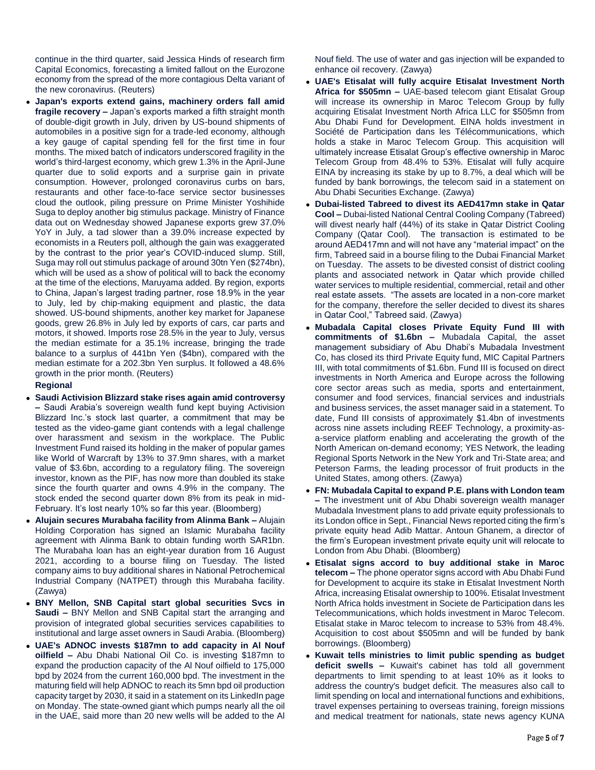continue in the third quarter, said Jessica Hinds of research firm Capital Economics, forecasting a limited fallout on the Eurozone economy from the spread of the more contagious Delta variant of the new coronavirus. (Reuters)

- **Japan's exports extend gains, machinery orders fall amid fragile recovery –** Japan's exports marked a fifth straight month of double-digit growth in July, driven by US-bound shipments of automobiles in a positive sign for a trade-led economy, although a key gauge of capital spending fell for the first time in four months. The mixed batch of indicators underscored fragility in the world's third-largest economy, which grew 1.3% in the April-June quarter due to solid exports and a surprise gain in private consumption. However, prolonged coronavirus curbs on bars, restaurants and other face-to-face service sector businesses cloud the outlook, piling pressure on Prime Minister Yoshihide Suga to deploy another big stimulus package. Ministry of Finance data out on Wednesday showed Japanese exports grew 37.0% YoY in July, a tad slower than a 39.0% increase expected by economists in a Reuters poll, although the gain was exaggerated by the contrast to the prior year's COVID-induced slump. Still, Suga may roll out stimulus package of around 30tn Yen ($274bn), which will be used as a show of political will to back the economy at the time of the elections, Maruyama added. By region, exports to China, Japan's largest trading partner, rose 18.9% in the year to July, led by chip-making equipment and plastic, the data showed. US-bound shipments, another key market for Japanese goods, grew 26.8% in July led by exports of cars, car parts and motors, it showed. Imports rose 28.5% in the year to July, versus the median estimate for a 35.1% increase, bringing the trade balance to a surplus of 441bn Yen ($4bn), compared with the median estimate for a 202.3bn Yen surplus. It followed a 48.6% growth in the prior month. (Reuters)

**Regional**

- **Saudi Activision Blizzard stake rises again amid controversy –** Saudi Arabia's sovereign wealth fund kept buying Activision Blizzard Inc.'s stock last quarter, a commitment that may be tested as the video-game giant contends with a legal challenge over harassment and sexism in the workplace. The Public Investment Fund raised its holding in the maker of popular games like World of Warcraft by 13% to 37.9mn shares, with a market value of $3.6bn, according to a regulatory filing. The sovereign investor, known as the PIF, has now more than doubled its stake since the fourth quarter and owns 4.9% in the company. The stock ended the second quarter down 8% from its peak in mid-February. It's lost nearly 10% so far this year. (Bloomberg)
- **Alujain secures Murabaha facility from Alinma Bank –** Alujain Holding Corporation has signed an Islamic Murabaha facility agreement with Alinma Bank to obtain funding worth SAR1bn. The Murabaha loan has an eight-year duration from 16 August 2021, according to a bourse filing on Tuesday. The listed company aims to buy additional shares in National Petrochemical Industrial Company (NATPET) through this Murabaha facility. (Zawya)
- **BNY Mellon, SNB Capital start global securities Svcs in Saudi –** BNY Mellon and SNB Capital start the arranging and provision of integrated global securities services capabilities to institutional and large asset owners in Saudi Arabia. (Bloomberg)
- **UAE's ADNOC invests $187mn to add capacity in Al Nouf oilfield –** Abu Dhabi National Oil Co. is investing $187mn to expand the production capacity of the Al Nouf oilfield to 175,000 bpd by 2024 from the current 160,000 bpd. The investment in the maturing field will help ADNOC to reach its 5mn bpd oil production capacity target by 2030, it said in a statement on its LinkedIn page on Monday. The state-owned giant which pumps nearly all the oil in the UAE, said more than 20 new wells will be added to the Al Nouf field. The use of water and gas injection will be expanded to enhance oil recovery. (Zawya)
- **UAE's Etisalat will fully acquire Etisalat Investment North Africa for $505mn –** UAE-based telecom giant Etisalat Group will increase its ownership in Maroc Telecom Group by fully acquiring Etisalat Investment North Africa LLC for $505mn from Abu Dhabi Fund for Development. EINA holds investment in Société de Participation dans les Télécommunications, which holds a stake in Maroc Telecom Group. This acquisition will ultimately increase Etisalat Group's effective ownership in Maroc Telecom Group from 48.4% to 53%. Etisalat will fully acquire EINA by increasing its stake by up to 8.7%, a deal which will be funded by bank borrowings, the telecom said in a statement on Abu Dhabi Securities Exchange. (Zawya)
- **Dubai-listed Tabreed to divest its AED417mn stake in Qatar Cool –** Dubai-listed National Central Cooling Company (Tabreed) will divest nearly half (44%) of its stake in Qatar District Cooling Company (Qatar Cool). The transaction is estimated to be around AED417mn and will not have any "material impact" on the firm, Tabreed said in a bourse filing to the Dubai Financial Market on Tuesday. The assets to be divested consist of district cooling plants and associated network in Qatar which provide chilled water services to multiple residential, commercial, retail and other real estate assets. "The assets are located in a non-core market for the company, therefore the seller decided to divest its shares in Qatar Cool," Tabreed said. (Zawya)
- **Mubadala Capital closes Private Equity Fund III with commitments of $1.6bn –** Mubadala Capital, the asset management subsidiary of Abu Dhabi's Mubadala Investment Co, has closed its third Private Equity fund, MIC Capital Partners III, with total commitments of $1.6bn. Fund III is focused on direct investments in North America and Europe across the following core sector areas such as media, sports and entertainment, consumer and food services, financial services and industrials and business services, the asset manager said in a statement. To date, Fund III consists of approximately $1.4bn of investments across nine assets including REEF Technology, a proximity-as-a-service platform enabling and accelerating the growth of the North American on-demand economy; YES Network, the leading Regional Sports Network in the New York and Tri-State area; and Peterson Farms, the leading processor of fruit products in the United States, among others. (Zawya)
- **FN: Mubadala Capital to expand P.E. plans with London team –** The investment unit of Abu Dhabi sovereign wealth manager Mubadala Investment plans to add private equity professionals to its London office in Sept., Financial News reported citing the firm's private equity head Adib Mattar. Antoun Ghanem, a director of the firm's European investment private equity unit will relocate to London from Abu Dhabi. (Bloomberg)
- **Etisalat signs accord to buy additional stake in Maroc telecom –** The phone operator signs accord with Abu Dhabi Fund for Development to acquire its stake in Etisalat Investment North Africa, increasing Etisalat ownership to 100%. Etisalat Investment North Africa holds investment in Societe de Participation dans les Telecommunications, which holds investment in Maroc Telecom. Etisalat stake in Maroc telecom to increase to 53% from 48.4%. Acquisition to cost about $505mn and will be funded by bank borrowings. (Bloomberg)
- **Kuwait tells ministries to limit public spending as budget deficit swells –** Kuwait's cabinet has told all government departments to limit spending to at least 10% as it looks to address the country's budget deficit. The measures also call to limit spending on local and international functions and exhibitions, travel expenses pertaining to overseas training, foreign missions and medical treatment for nationals, state news agency KUNA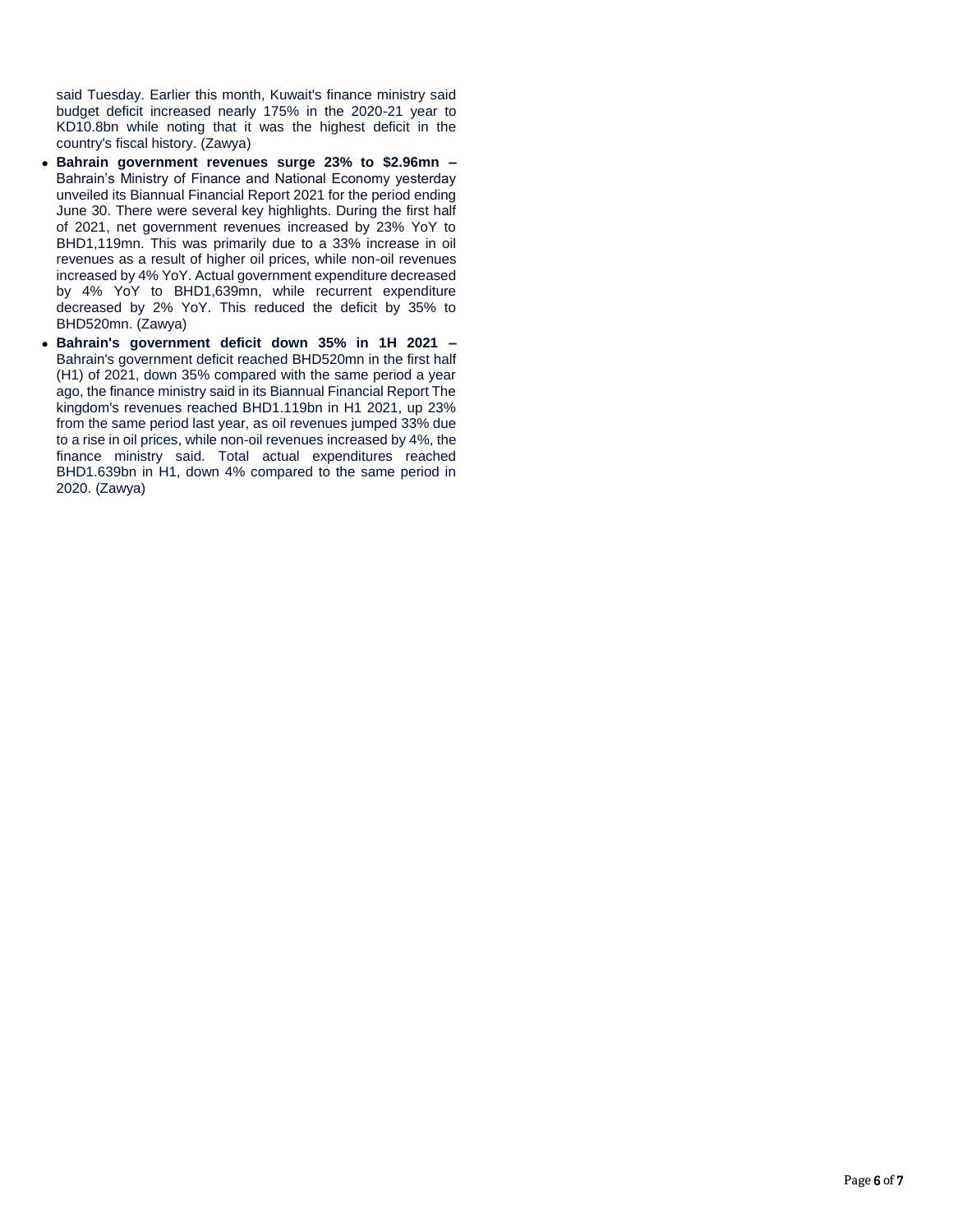said Tuesday. Earlier this month, Kuwait's finance ministry said budget deficit increased nearly 175% in the 2020-21 year to KD10.8bn while noting that it was the highest deficit in the country's fiscal history. (Zawya)

- **Bahrain government revenues surge 23% to $2.96mn –** Bahrain's Ministry of Finance and National Economy yesterday unveiled its Biannual Financial Report 2021 for the period ending June 30. There were several key highlights. During the first half of 2021, net government revenues increased by 23% YoY to BHD1,119mn. This was primarily due to a 33% increase in oil revenues as a result of higher oil prices, while non-oil revenues increased by 4% YoY. Actual government expenditure decreased by 4% YoY to BHD1,639mn, while recurrent expenditure decreased by 2% YoY. This reduced the deficit by 35% to BHD520mn. (Zawya)
- **Bahrain's government deficit down 35% in 1H 2021 –** Bahrain's government deficit reached BHD520mn in the first half (H1) of 2021, down 35% compared with the same period a year ago, the finance ministry said in its Biannual Financial Report The kingdom's revenues reached BHD1.119bn in H1 2021, up 23% from the same period last year, as oil revenues jumped 33% due to a rise in oil prices, while non-oil revenues increased by 4%, the finance ministry said. Total actual expenditures reached BHD1.639bn in H1, down 4% compared to the same period in 2020. (Zawya)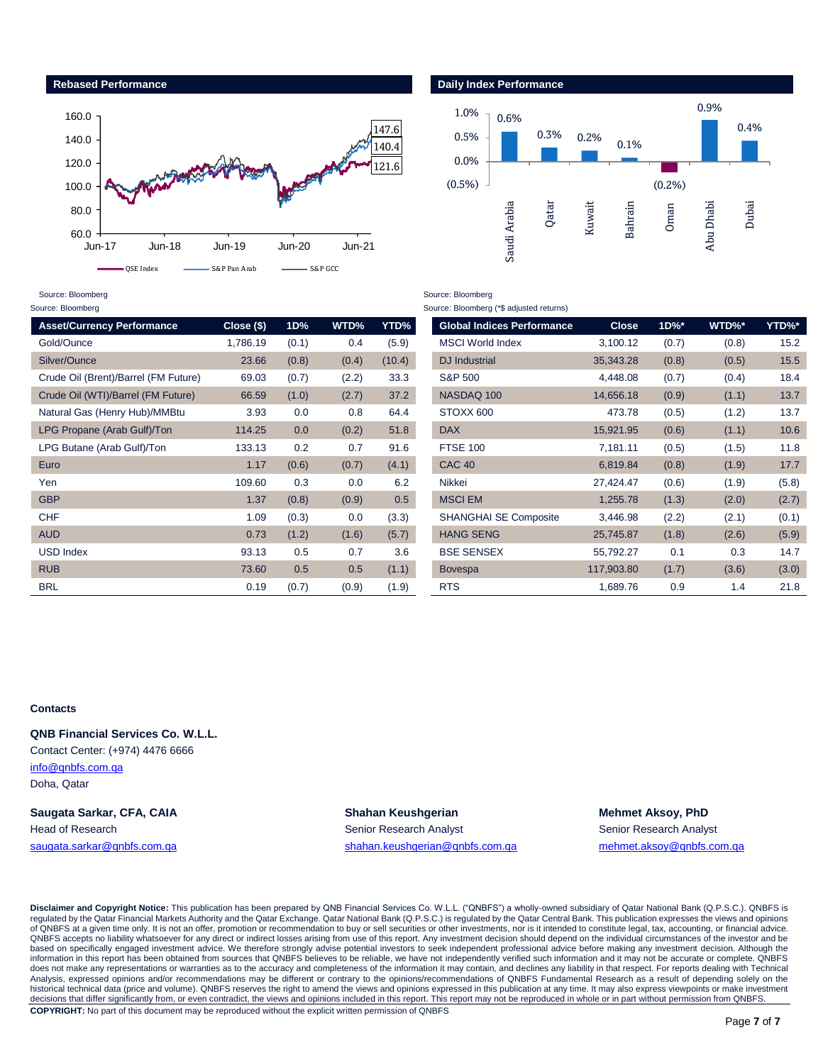**Rebased Performance**

160.0
140.0
120.0
100.0
80.0
60.0

Jun-17 Jun-18 Jun-19 Jun-20 Jun-21

147.6
140.4
121.6

QSE Index S&P Pan Arab S&P GCC

Source: Bloomberg

**Daily Index Performance**

1.0%
0.5%
0.0%
(0.5%)

0.6% 0.3% 0.2% 0.1% (0.2%) 0.9% 0.4%

Saudi Arabia Qatar Kuwait Bahrain Oman Abu Dhabi Dubai

Source: Bloomberg

Source: Bloomberg

| Asset/Currency Performance | Close ($) | 1D% | WTD% | YTD% |
|---|---|---|---|---|
| Gold/Ounce | 1,786.19 | (0.1) | 0.4 | (5.9) |
| Silver/Ounce | 23.66 | (0.8) | (0.4) | (10.4) |
| Crude Oil (Brent)/Barrel (FM Future) | 69.03 | (0.7) | (2.2) | 33.3 |
| Crude Oil (WTI)/Barrel (FM Future) | 66.59 | (1.0) | (2.7) | 37.2 |
| Natural Gas (Henry Hub)/MMBtu | 3.93 | 0.0 | 0.8 | 64.4 |
| LPG Propane (Arab Gulf)/Ton | 114.25 | 0.0 | (0.2) | 51.8 |
| LPG Butane (Arab Gulf)/Ton | 133.13 | 0.2 | 0.7 | 91.6 |
| Euro | 1.17 | (0.6) | (0.7) | (4.1) |
| Yen | 109.60 | 0.3 | 0.0 | 6.2 |
| GBP | 1.37 | (0.8) | (0.9) | 0.5 |
| CHF | 1.09 | (0.3) | 0.0 | (3.3) |
| AUD | 0.73 | (1.2) | (1.6) | (5.7) |
| USD Index | 93.13 | 0.5 | 0.7 | 3.6 |
| RUB | 73.60 | 0.5 | 0.5 | (1.1) |
| BRL | 0.19 | (0.7) | (0.9) | (1.9) |

Source: Bloomberg (*$ adjusted returns)

| Global Indices Performance | Close | 1D%* | WTD%* | YTD%* |
|---|---|---|---|---|
| MSCI World Index | 3,100.12 | (0.7) | (0.8) | 15.2 |
| DJ Industrial | 35,343.28 | (0.8) | (0.5) | 15.5 |
| S&P 500 | 4,448.08 | (0.7) | (0.4) | 18.4 |
| NASDAQ 100 | 14,656.18 | (0.9) | (1.1) | 13.7 |
| STOXX 600 | 473.78 | (0.5) | (1.2) | 13.7 |
| DAX | 15,921.95 | (0.6) | (1.1) | 10.6 |
| FTSE 100 | 7,181.11 | (0.5) | (1.5) | 11.8 |
| CAC 40 | 6,819.84 | (0.8) | (1.9) | 17.7 |
| Nikkei | 27,424.47 | (0.6) | (1.9) | (5.8) |
| MSCI EM | 1,255.78 | (1.3) | (2.0) | (2.7) |
| SHANGHAI SE Composite | 3,446.98 | (2.2) | (2.1) | (0.1) |
| HANG SENG | 25,745.87 | (1.8) | (2.6) | (5.9) |
| BSE SENSEX | 55,792.27 | 0.1 | 0.3 | 14.7 |
| Bovespa | 117,903.80 | (1.7) | (3.6) | (3.0) |
| RTS | 1,689.76 | 0.9 | 1.4 | 21.8 |

**Contacts**

**QNB Financial Services Co. W.L.L.**
Contact Center: (+974) 4476 6666
info@qnbfs.com.qa
Doha, Qatar

**Saugata Sarkar, CFA, CAIA**
Head of Research
saugata.sarkar@qnbfs.com.qa

**Shahan Keushgerian**
Senior Research Analyst
shahan.keushgerian@qnbfs.com.qa

**Mehmet Aksoy, PhD**
Senior Research Analyst
mehmet.aksoy@qnbfs.com.qa

**Disclaimer and Copyright Notice:** This publication has been prepared by QNB Financial Services Co. W.L.L. ("QNBFS") a wholly-owned subsidiary of Qatar National Bank (Q.P.S.C.). QNBFS is regulated by the Qatar Financial Markets Authority and the Qatar Exchange. Qatar National Bank (Q.P.S.C.) is regulated by the Qatar Central Bank. This publication expresses the views and opinions of QNBFS at a given time only. It is not an offer, promotion or recommendation to buy or sell securities or other investments, nor is it intended to constitute legal, tax, accounting, or financial advice. QNBFS accepts no liability whatsoever for any direct or indirect losses arising from use of this report. Any investment decision should depend on the individual circumstances of the investor and be based on specifically engaged investment advice. We therefore strongly advise potential investors to seek independent professional advice before making any investment decision. Although the information in this report has been obtained from sources that QNBFS believes to be reliable, we have not independently verified such information and it may not be accurate or complete. QNBFS does not make any representations or warranties as to the accuracy and completeness of the information it may contain, and declines any liability in that respect. For reports dealing with Technical Analysis, expressed opinions and/or recommendations may be different or contrary to the opinions/recommendations of QNBFS Fundamental Research as a result of depending solely on the historical technical data (price and volume). QNBFS reserves the right to amend the views and opinions expressed in this publication at any time. It may also express viewpoints or make investment decisions that differ significantly from, or even contradict, the views and opinions included in this report. This report may not be reproduced in whole or in part without permission from QNBFS.

**COPYRIGHT:** No part of this document may be reproduced without the explicit written permission of QNBFS.